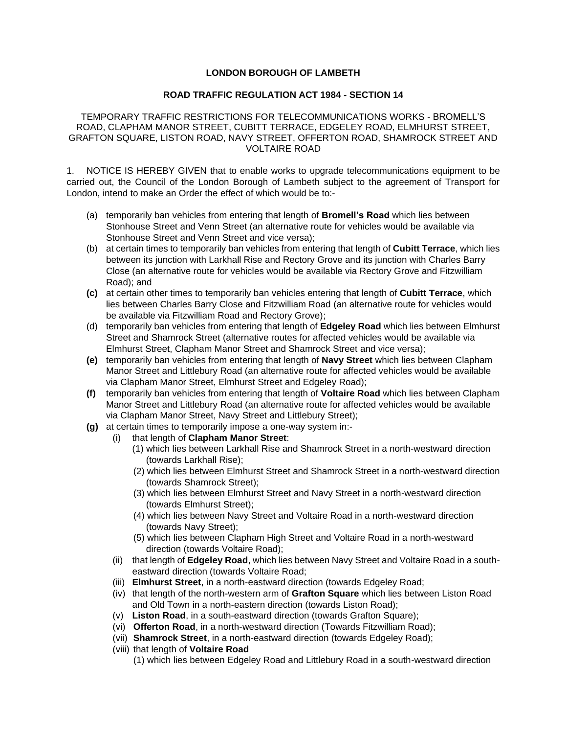**LONDON BOROUGH OF LAMBETH**

**ROAD TRAFFIC REGULATION ACT 1984 - SECTION 14**

TEMPORARY TRAFFIC RESTRICTIONS FOR TELECOMMUNICATIONS WORKS - BROMELL'S ROAD, CLAPHAM MANOR STREET, CUBITT TERRACE, EDGELEY ROAD, ELMHURST STREET, GRAFTON SQUARE, LISTON ROAD, NAVY STREET, OFFERTON ROAD, SHAMROCK STREET AND VOLTAIRE ROAD

1. NOTICE IS HEREBY GIVEN that to enable works to upgrade telecommunications equipment to be carried out, the Council of the London Borough of Lambeth subject to the agreement of Transport for London, intend to make an Order the effect of which would be to:-

- (a) temporarily ban vehicles from entering that length of **Bromell's Road** which lies between Stonhouse Street and Venn Street (an alternative route for vehicles would be available via Stonhouse Street and Venn Street and vice versa);
- (b) at certain times to temporarily ban vehicles from entering that length of **Cubitt Terrace**, which lies between its junction with Larkhall Rise and Rectory Grove and its junction with Charles Barry Close (an alternative route for vehicles would be available via Rectory Grove and Fitzwilliam Road); and
- **(c)** at certain other times to temporarily ban vehicles entering that length of **Cubitt Terrace**, which lies between Charles Barry Close and Fitzwilliam Road (an alternative route for vehicles would be available via Fitzwilliam Road and Rectory Grove);
- (d) temporarily ban vehicles from entering that length of **Edgeley Road** which lies between Elmhurst Street and Shamrock Street (alternative routes for affected vehicles would be available via Elmhurst Street, Clapham Manor Street and Shamrock Street and vice versa);
- **(e)** temporarily ban vehicles from entering that length of **Navy Street** which lies between Clapham Manor Street and Littlebury Road (an alternative route for affected vehicles would be available via Clapham Manor Street, Elmhurst Street and Edgeley Road);
- **(f)** temporarily ban vehicles from entering that length of **Voltaire Road** which lies between Clapham Manor Street and Littlebury Road (an alternative route for affected vehicles would be available via Clapham Manor Street, Navy Street and Littlebury Street);
- **(g)** at certain times to temporarily impose a one-way system in:-
  - (i) that length of **Clapham Manor Street**:
    - (1) which lies between Larkhall Rise and Shamrock Street in a north-westward direction (towards Larkhall Rise);
    - (2) which lies between Elmhurst Street and Shamrock Street in a north-westward direction (towards Shamrock Street);
    - (3) which lies between Elmhurst Street and Navy Street in a north-westward direction (towards Elmhurst Street);
    - (4) which lies between Navy Street and Voltaire Road in a north-westward direction (towards Navy Street);
    - (5) which lies between Clapham High Street and Voltaire Road in a north-westward direction (towards Voltaire Road);
  - (ii) that length of **Edgeley Road**, which lies between Navy Street and Voltaire Road in a south-eastward direction (towards Voltaire Road;
  - (iii) **Elmhurst Street**, in a north-eastward direction (towards Edgeley Road;
  - (iv) that length of the north-western arm of **Grafton Square** which lies between Liston Road and Old Town in a north-eastern direction (towards Liston Road);
  - (v) **Liston Road**, in a south-eastward direction (towards Grafton Square);
  - (vi) **Offerton Road**, in a north-westward direction (Towards Fitzwilliam Road);
  - (vii) **Shamrock Street**, in a north-eastward direction (towards Edgeley Road);
  - (viii) that length of **Voltaire Road**
    - (1) which lies between Edgeley Road and Littlebury Road in a south-westward direction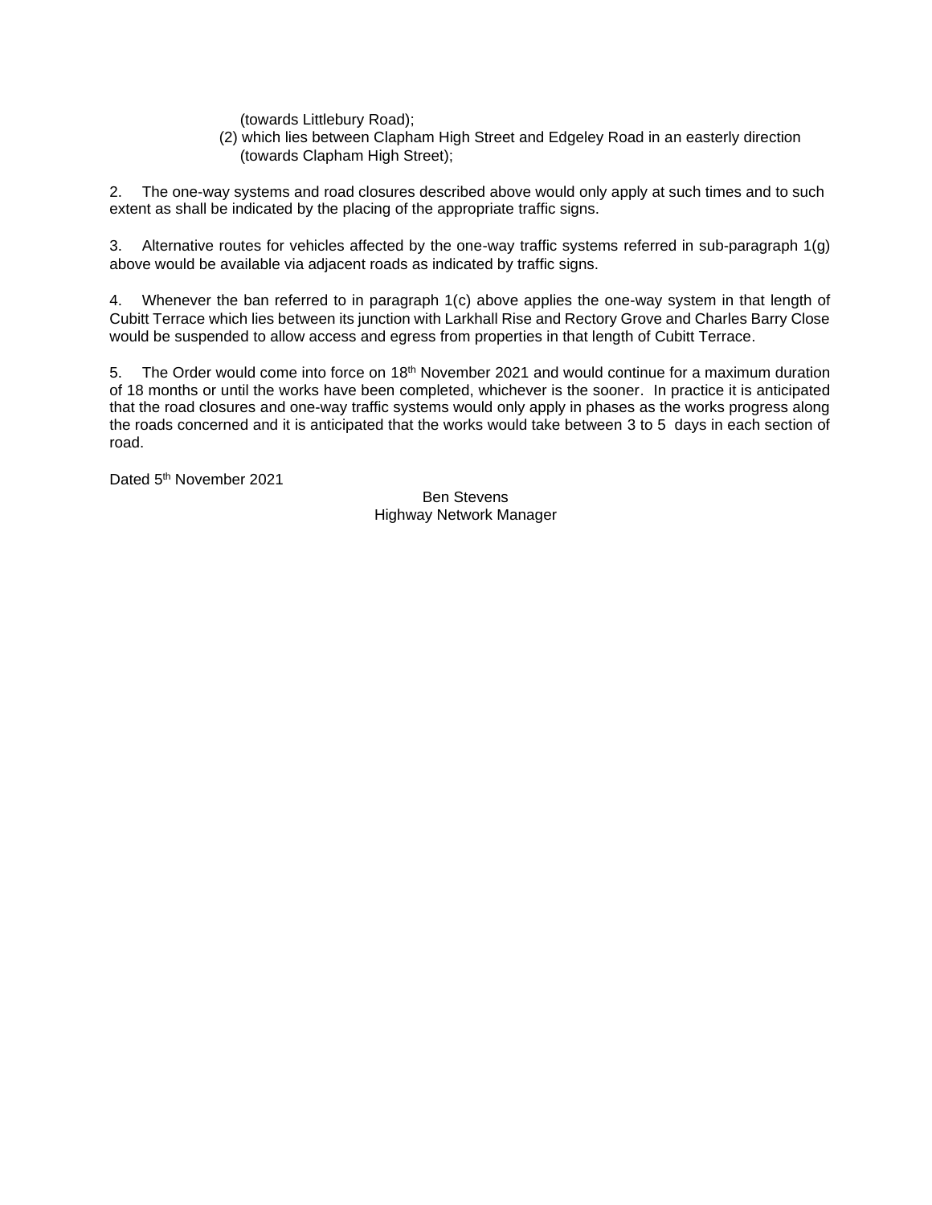(towards Littlebury Road);

(2) which lies between Clapham High Street and Edgeley Road in an easterly direction (towards Clapham High Street);

2. The one-way systems and road closures described above would only apply at such times and to such extent as shall be indicated by the placing of the appropriate traffic signs.

3. Alternative routes for vehicles affected by the one-way traffic systems referred in sub-paragraph 1(g) above would be available via adjacent roads as indicated by traffic signs.

4. Whenever the ban referred to in paragraph 1(c) above applies the one-way system in that length of Cubitt Terrace which lies between its junction with Larkhall Rise and Rectory Grove and Charles Barry Close would be suspended to allow access and egress from properties in that length of Cubitt Terrace.

5. The Order would come into force on 18th November 2021 and would continue for a maximum duration of 18 months or until the works have been completed, whichever is the sooner. In practice it is anticipated that the road closures and one-way traffic systems would only apply in phases as the works progress along the roads concerned and it is anticipated that the works would take between 3 to 5 days in each section of road.

Dated 5th November 2021

Ben Stevens
Highway Network Manager